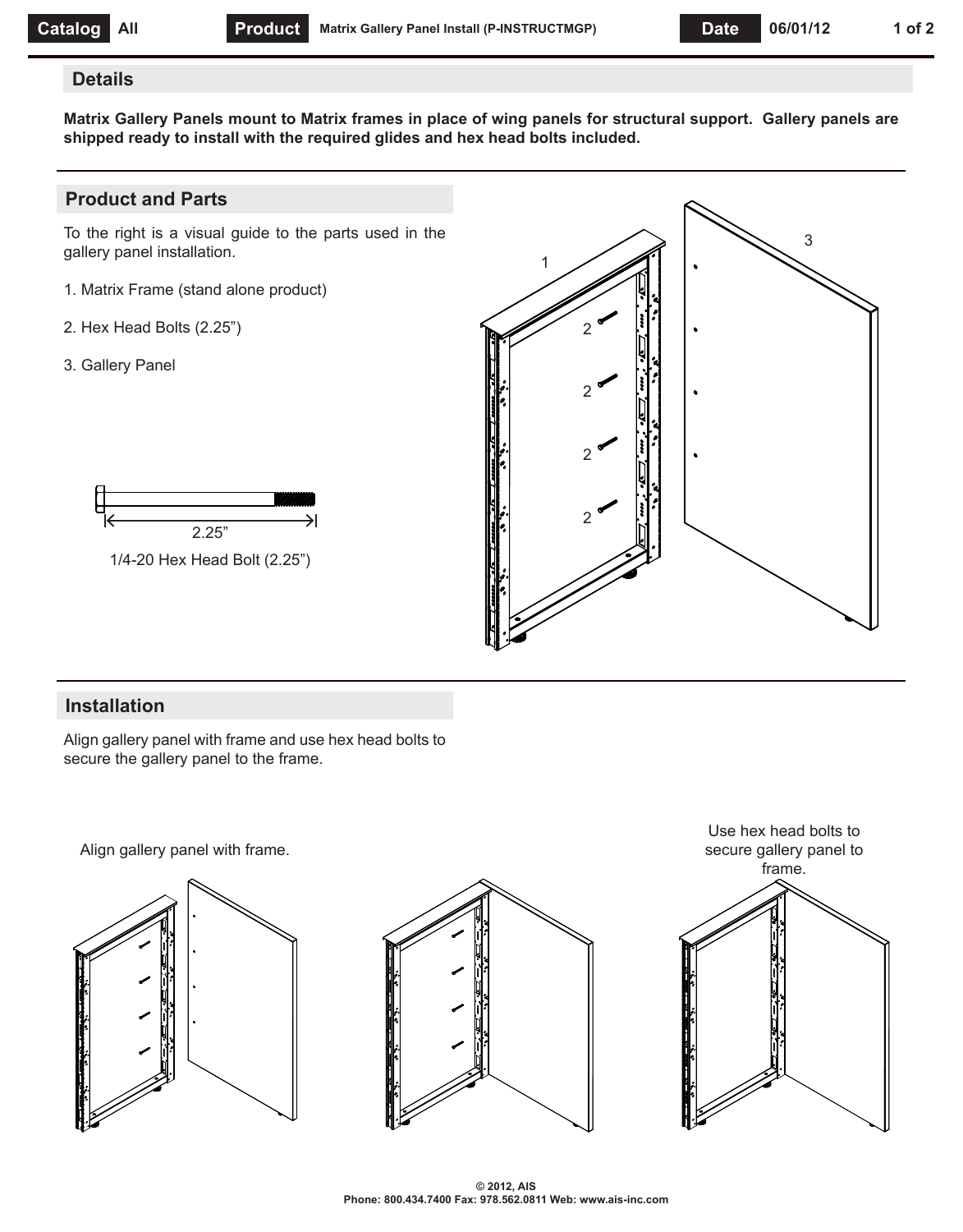## Details

**Matrix Gallery Panels mount to Matrix frames in place of wing panels for structural support. Gallery panels are shipped ready to install with the required glides and hex head bolts included.**

## Product and Parts

To the right is a visual guide to the parts used in the gallery panel installation.

1. Matrix Frame (stand alone product)
2. Hex Head Bolts (2.25")
3. Gallery Panel

2.25"

1/4-20 Hex Head Bolt (2.25")

## Installation

Align gallery panel with frame and use hex head bolts to secure the gallery panel to the frame.

Align gallery panel with frame.

Use hex head bolts to secure gallery panel to frame.

**© 2012, AIS**
**Phone: 800.434.7400 Fax: 978.562.0811 Web: www.ais-inc.com**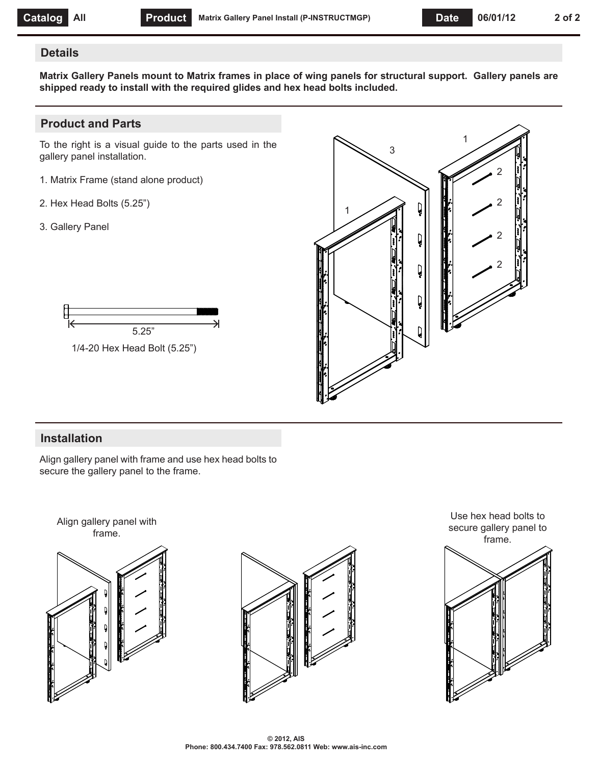## Details

**Matrix Gallery Panels mount to Matrix frames in place of wing panels for structural support. Gallery panels are shipped ready to install with the required glides and hex head bolts included.**

## Product and Parts

To the right is a visual guide to the parts used in the gallery panel installation.

1. Matrix Frame (stand alone product)
2. Hex Head Bolts (5.25”)
3. Gallery Panel

5.25”

1/4-20 Hex Head Bolt (5.25”)

## Installation

Align gallery panel with frame and use hex head bolts to secure the gallery panel to the frame.

Align gallery panel with frame.

Use hex head bolts to secure gallery panel to frame.

© 2012, AIS
Phone: 800.434.7400 Fax: 978.562.0811 Web: www.ais-inc.com